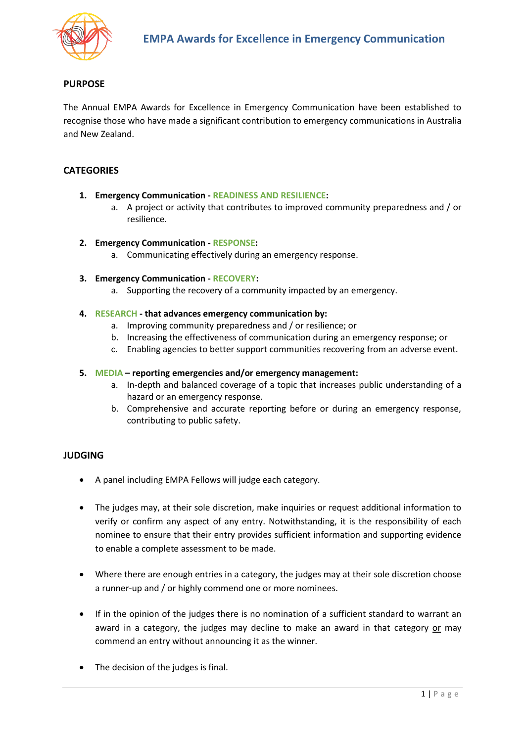# EMPA Awards for Excellence in Emergency Communication

## PURPOSE

The Annual EMPA Awards for Excellence in Emergency Communication have been established to recognise those who have made a significant contribution to emergency communications in Australia and New Zealand.

## CATEGORIES

1. **Emergency Communication - READINESS AND RESILIENCE:**
   a. A project or activity that contributes to improved community preparedness and / or resilience.

2. **Emergency Communication - RESPONSE:**
   a. Communicating effectively during an emergency response.

3. **Emergency Communication - RECOVERY:**
   a. Supporting the recovery of a community impacted by an emergency.

4. **RESEARCH - that advances emergency communication by:**
   a. Improving community preparedness and / or resilience; or
   b. Increasing the effectiveness of communication during an emergency response; or
   c. Enabling agencies to better support communities recovering from an adverse event.

5. **MEDIA – reporting emergencies and/or emergency management:**
   a. In-depth and balanced coverage of a topic that increases public understanding of a hazard or an emergency response.
   b. Comprehensive and accurate reporting before or during an emergency response, contributing to public safety.

## JUDGING

- A panel including EMPA Fellows will judge each category.

- The judges may, at their sole discretion, make inquiries or request additional information to verify or confirm any aspect of any entry. Notwithstanding, it is the responsibility of each nominee to ensure that their entry provides sufficient information and supporting evidence to enable a complete assessment to be made.

- Where there are enough entries in a category, the judges may at their sole discretion choose a runner-up and / or highly commend one or more nominees.

- If in the opinion of the judges there is no nomination of a sufficient standard to warrant an award in a category, the judges may decline to make an award in that category <u>or</u> may commend an entry without announcing it as the winner.

- The decision of the judges is final.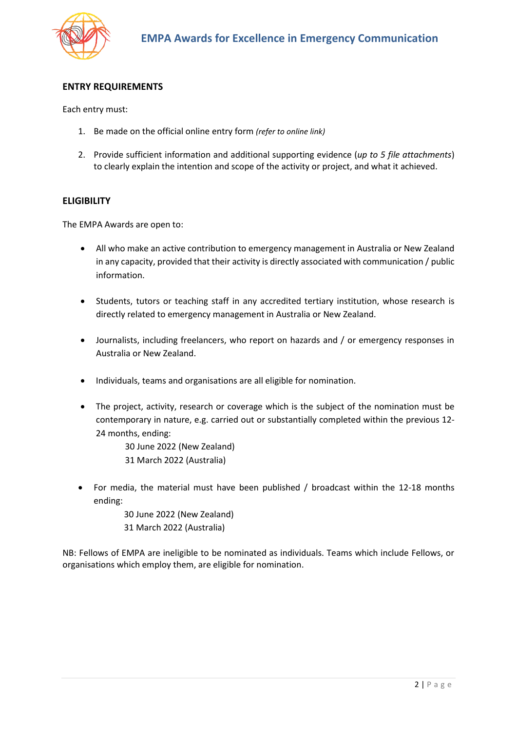## ENTRY REQUIREMENTS

Each entry must:

1. Be made on the official online entry form *(refer to online link)*
2. Provide sufficient information and additional supporting evidence (*up to 5 file attachments*) to clearly explain the intention and scope of the activity or project, and what it achieved.

## ELIGIBILITY

The EMPA Awards are open to:

- All who make an active contribution to emergency management in Australia or New Zealand in any capacity, provided that their activity is directly associated with communication / public information.
- Students, tutors or teaching staff in any accredited tertiary institution, whose research is directly related to emergency management in Australia or New Zealand.
- Journalists, including freelancers, who report on hazards and / or emergency responses in Australia or New Zealand.
- Individuals, teams and organisations are all eligible for nomination.
- The project, activity, research or coverage which is the subject of the nomination must be contemporary in nature, e.g. carried out or substantially completed within the previous 12-24 months, ending:
  30 June 2022 (New Zealand)
  31 March 2022 (Australia)
- For media, the material must have been published / broadcast within the 12-18 months ending:
  30 June 2022 (New Zealand)
  31 March 2022 (Australia)

NB: Fellows of EMPA are ineligible to be nominated as individuals. Teams which include Fellows, or organisations which employ them, are eligible for nomination.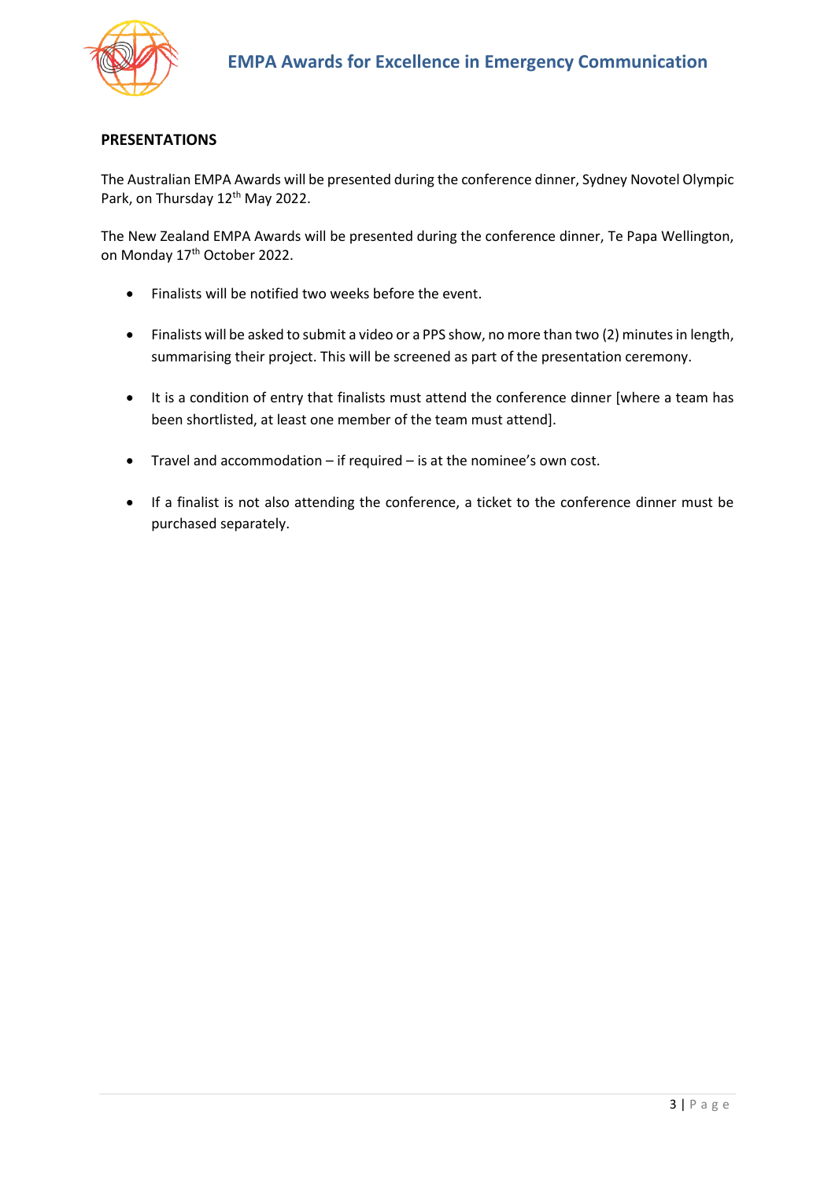## PRESENTATIONS

The Australian EMPA Awards will be presented during the conference dinner, Sydney Novotel Olympic Park, on Thursday 12th May 2022.

The New Zealand EMPA Awards will be presented during the conference dinner, Te Papa Wellington, on Monday 17th October 2022.

- Finalists will be notified two weeks before the event.
- Finalists will be asked to submit a video or a PPS show, no more than two (2) minutes in length, summarising their project. This will be screened as part of the presentation ceremony.
- It is a condition of entry that finalists must attend the conference dinner [where a team has been shortlisted, at least one member of the team must attend].
- Travel and accommodation – if required – is at the nominee's own cost.
- If a finalist is not also attending the conference, a ticket to the conference dinner must be purchased separately.